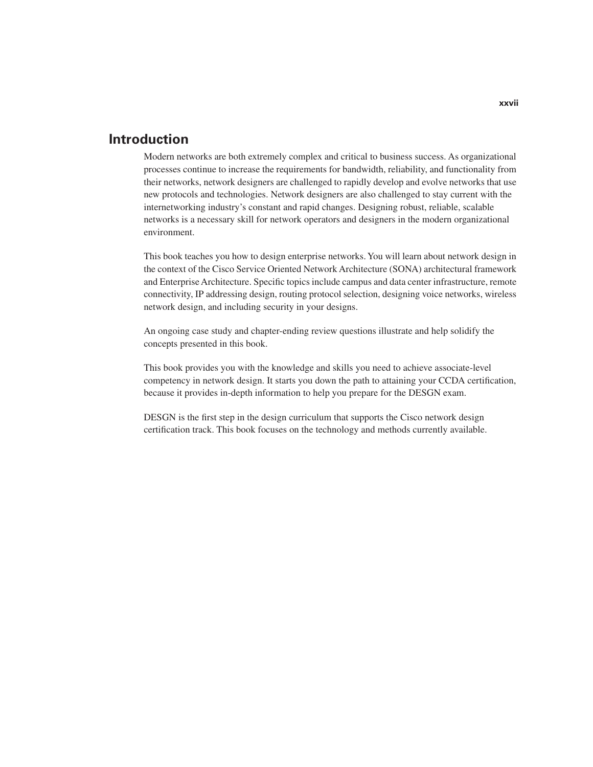# Introduction

Modern networks are both extremely complex and critical to business success. As organizational processes continue to increase the requirements for bandwidth, reliability, and functionality from their networks, network designers are challenged to rapidly develop and evolve networks that use new protocols and technologies. Network designers are also challenged to stay current with the internetworking industry's constant and rapid changes. Designing robust, reliable, scalable networks is a necessary skill for network operators and designers in the modern organizational environment.

This book teaches you how to design enterprise networks. You will learn about network design in the context of the Cisco Service Oriented Network Architecture (SONA) architectural framework and Enterprise Architecture. Specific topics include campus and data center infrastructure, remote connectivity, IP addressing design, routing protocol selection, designing voice networks, wireless network design, and including security in your designs.

An ongoing case study and chapter-ending review questions illustrate and help solidify the concepts presented in this book.

This book provides you with the knowledge and skills you need to achieve associate-level competency in network design. It starts you down the path to attaining your CCDA certification, because it provides in-depth information to help you prepare for the DESGN exam.

DESGN is the first step in the design curriculum that supports the Cisco network design certification track. This book focuses on the technology and methods currently available.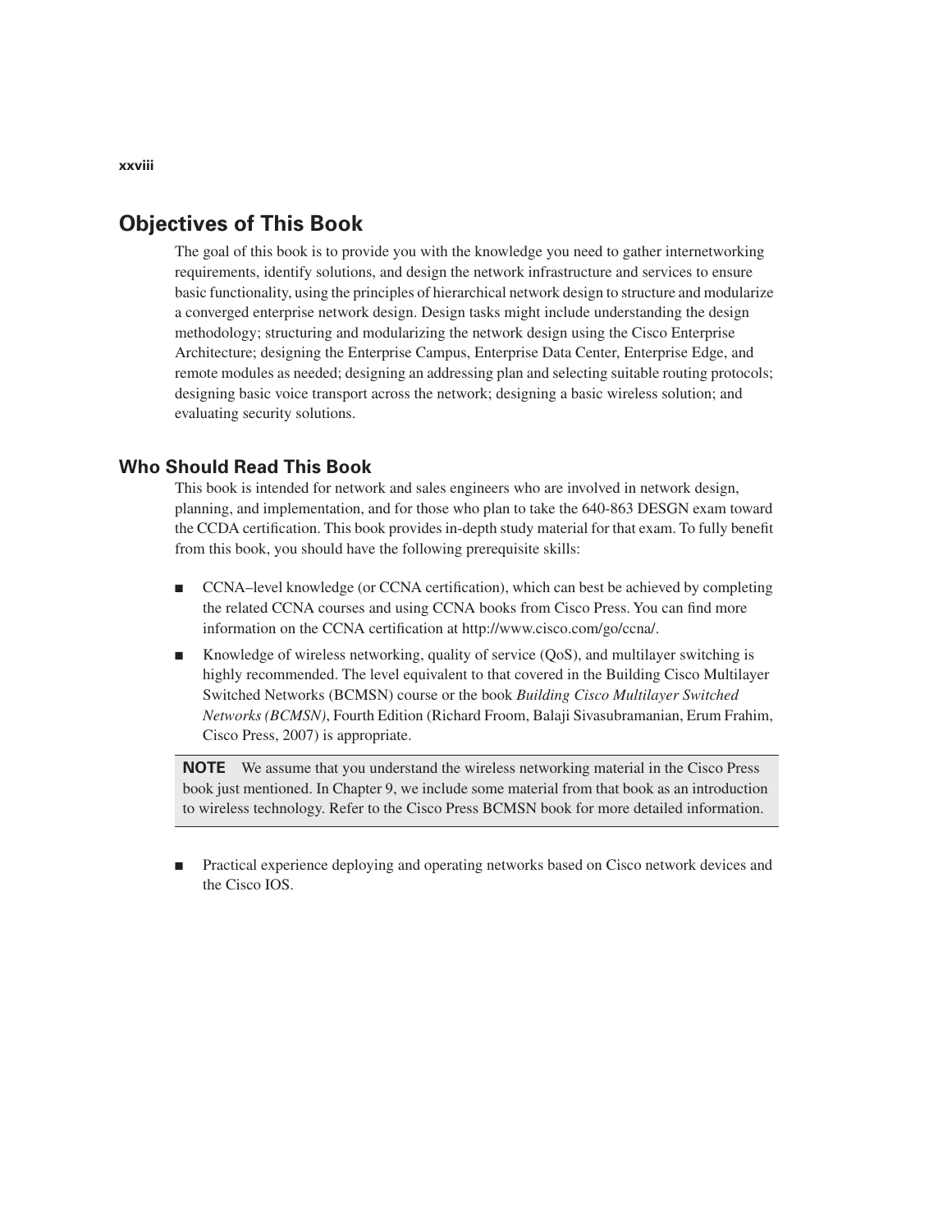## Objectives of This Book

The goal of this book is to provide you with the knowledge you need to gather internetworking requirements, identify solutions, and design the network infrastructure and services to ensure basic functionality, using the principles of hierarchical network design to structure and modularize a converged enterprise network design. Design tasks might include understanding the design methodology; structuring and modularizing the network design using the Cisco Enterprise Architecture; designing the Enterprise Campus, Enterprise Data Center, Enterprise Edge, and remote modules as needed; designing an addressing plan and selecting suitable routing protocols; designing basic voice transport across the network; designing a basic wireless solution; and evaluating security solutions.

### Who Should Read This Book

This book is intended for network and sales engineers who are involved in network design, planning, and implementation, and for those who plan to take the 640-863 DESGN exam toward the CCDA certification. This book provides in-depth study material for that exam. To fully benefit from this book, you should have the following prerequisite skills:

- CCNA–level knowledge (or CCNA certification), which can best be achieved by completing the related CCNA courses and using CCNA books from Cisco Press. You can find more information on the CCNA certification at http://www.cisco.com/go/ccna/.
- Knowledge of wireless networking, quality of service (QoS), and multilayer switching is highly recommended. The level equivalent to that covered in the Building Cisco Multilayer Switched Networks (BCMSN) course or the book *Building Cisco Multilayer Switched Networks (BCMSN)*, Fourth Edition (Richard Froom, Balaji Sivasubramanian, Erum Frahim, Cisco Press, 2007) is appropriate.

> **NOTE** We assume that you understand the wireless networking material in the Cisco Press book just mentioned. In Chapter 9, we include some material from that book as an introduction to wireless technology. Refer to the Cisco Press BCMSN book for more detailed information.

- Practical experience deploying and operating networks based on Cisco network devices and the Cisco IOS.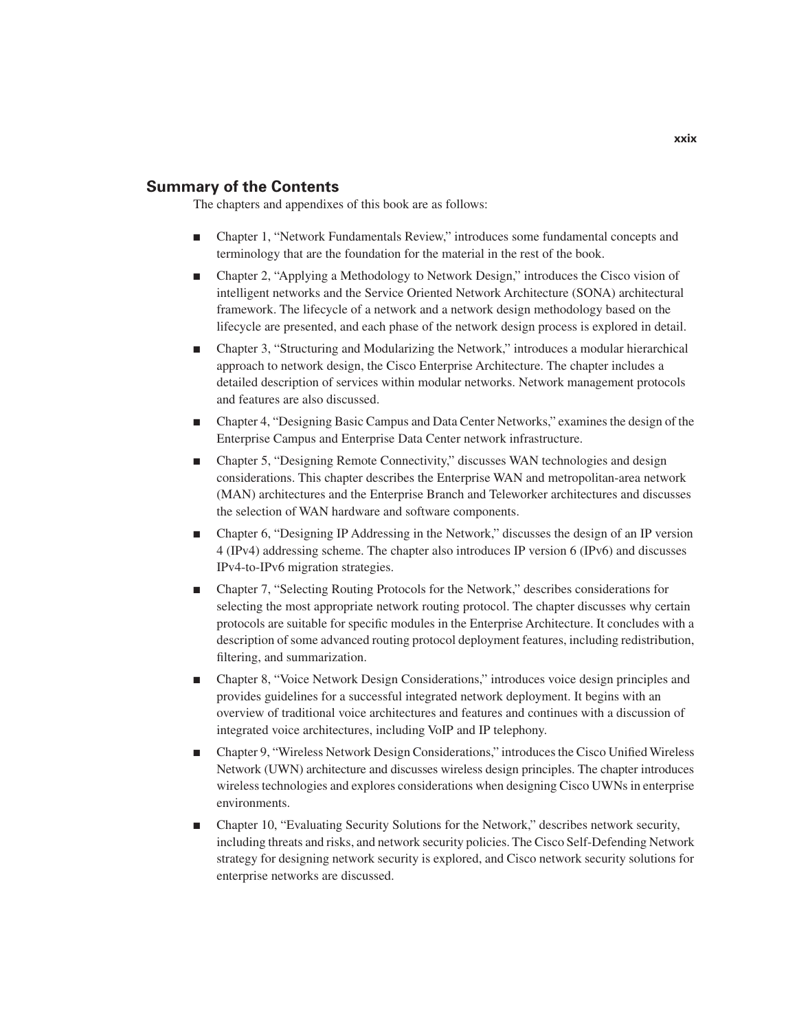## Summary of the Contents

The chapters and appendixes of this book are as follows:

- Chapter 1, "Network Fundamentals Review," introduces some fundamental concepts and terminology that are the foundation for the material in the rest of the book.
- Chapter 2, "Applying a Methodology to Network Design," introduces the Cisco vision of intelligent networks and the Service Oriented Network Architecture (SONA) architectural framework. The lifecycle of a network and a network design methodology based on the lifecycle are presented, and each phase of the network design process is explored in detail.
- Chapter 3, "Structuring and Modularizing the Network," introduces a modular hierarchical approach to network design, the Cisco Enterprise Architecture. The chapter includes a detailed description of services within modular networks. Network management protocols and features are also discussed.
- Chapter 4, "Designing Basic Campus and Data Center Networks," examines the design of the Enterprise Campus and Enterprise Data Center network infrastructure.
- Chapter 5, "Designing Remote Connectivity," discusses WAN technologies and design considerations. This chapter describes the Enterprise WAN and metropolitan-area network (MAN) architectures and the Enterprise Branch and Teleworker architectures and discusses the selection of WAN hardware and software components.
- Chapter 6, "Designing IP Addressing in the Network," discusses the design of an IP version 4 (IPv4) addressing scheme. The chapter also introduces IP version 6 (IPv6) and discusses IPv4-to-IPv6 migration strategies.
- Chapter 7, "Selecting Routing Protocols for the Network," describes considerations for selecting the most appropriate network routing protocol. The chapter discusses why certain protocols are suitable for specific modules in the Enterprise Architecture. It concludes with a description of some advanced routing protocol deployment features, including redistribution, filtering, and summarization.
- Chapter 8, "Voice Network Design Considerations," introduces voice design principles and provides guidelines for a successful integrated network deployment. It begins with an overview of traditional voice architectures and features and continues with a discussion of integrated voice architectures, including VoIP and IP telephony.
- Chapter 9, "Wireless Network Design Considerations," introduces the Cisco Unified Wireless Network (UWN) architecture and discusses wireless design principles. The chapter introduces wireless technologies and explores considerations when designing Cisco UWNs in enterprise environments.
- Chapter 10, "Evaluating Security Solutions for the Network," describes network security, including threats and risks, and network security policies. The Cisco Self-Defending Network strategy for designing network security is explored, and Cisco network security solutions for enterprise networks are discussed.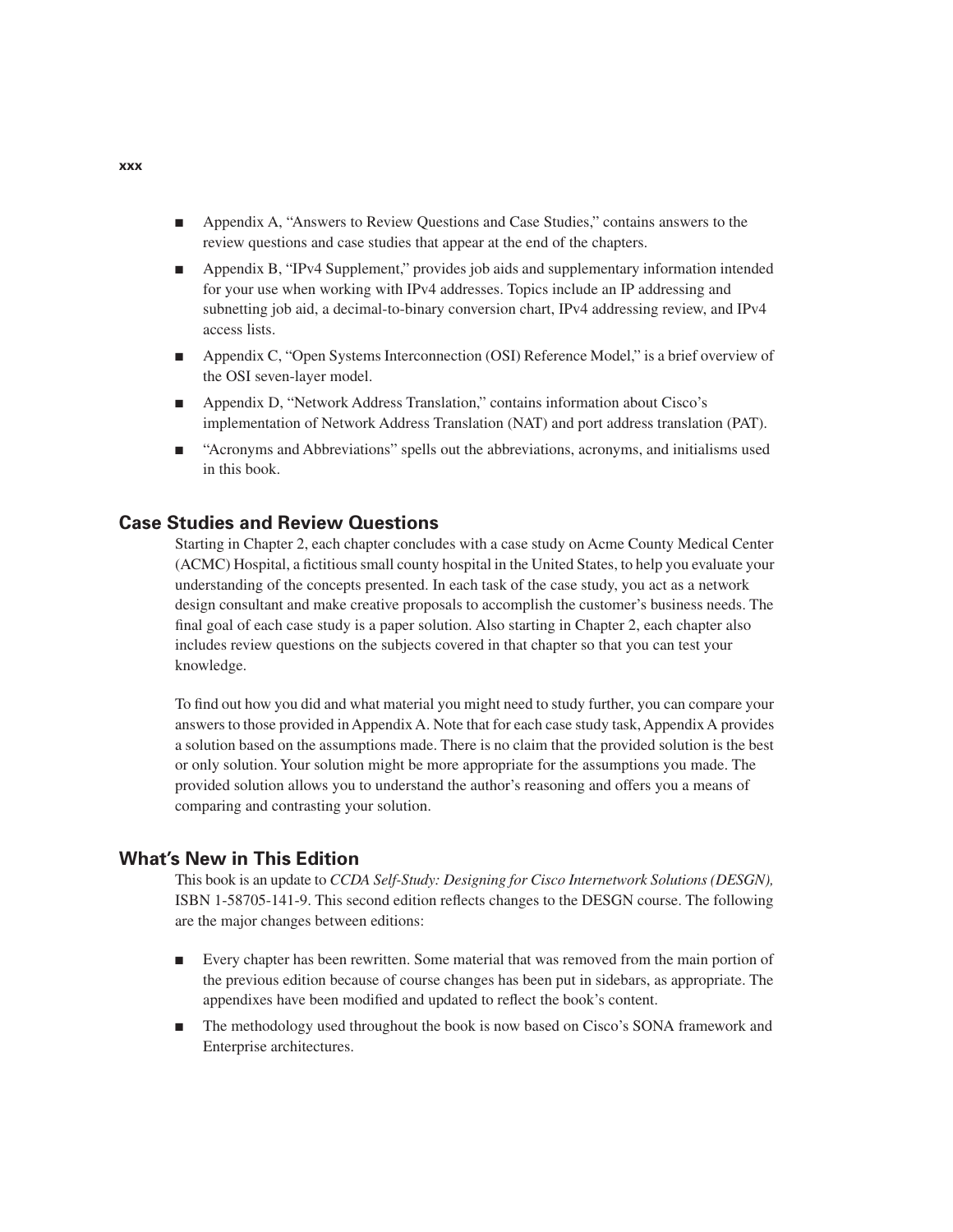- Appendix A, "Answers to Review Questions and Case Studies," contains answers to the review questions and case studies that appear at the end of the chapters.
- Appendix B, "IPv4 Supplement," provides job aids and supplementary information intended for your use when working with IPv4 addresses. Topics include an IP addressing and subnetting job aid, a decimal-to-binary conversion chart, IPv4 addressing review, and IPv4 access lists.
- Appendix C, "Open Systems Interconnection (OSI) Reference Model," is a brief overview of the OSI seven-layer model.
- Appendix D, "Network Address Translation," contains information about Cisco's implementation of Network Address Translation (NAT) and port address translation (PAT).
- "Acronyms and Abbreviations" spells out the abbreviations, acronyms, and initialisms used in this book.

## Case Studies and Review Questions

Starting in Chapter 2, each chapter concludes with a case study on Acme County Medical Center (ACMC) Hospital, a fictitious small county hospital in the United States, to help you evaluate your understanding of the concepts presented. In each task of the case study, you act as a network design consultant and make creative proposals to accomplish the customer's business needs. The final goal of each case study is a paper solution. Also starting in Chapter 2, each chapter also includes review questions on the subjects covered in that chapter so that you can test your knowledge.

To find out how you did and what material you might need to study further, you can compare your answers to those provided in Appendix A. Note that for each case study task, Appendix A provides a solution based on the assumptions made. There is no claim that the provided solution is the best or only solution. Your solution might be more appropriate for the assumptions you made. The provided solution allows you to understand the author's reasoning and offers you a means of comparing and contrasting your solution.

## What's New in This Edition

This book is an update to *CCDA Self-Study: Designing for Cisco Internetwork Solutions (DESGN),* ISBN 1-58705-141-9. This second edition reflects changes to the DESGN course. The following are the major changes between editions:

- Every chapter has been rewritten. Some material that was removed from the main portion of the previous edition because of course changes has been put in sidebars, as appropriate. The appendixes have been modified and updated to reflect the book's content.
- The methodology used throughout the book is now based on Cisco's SONA framework and Enterprise architectures.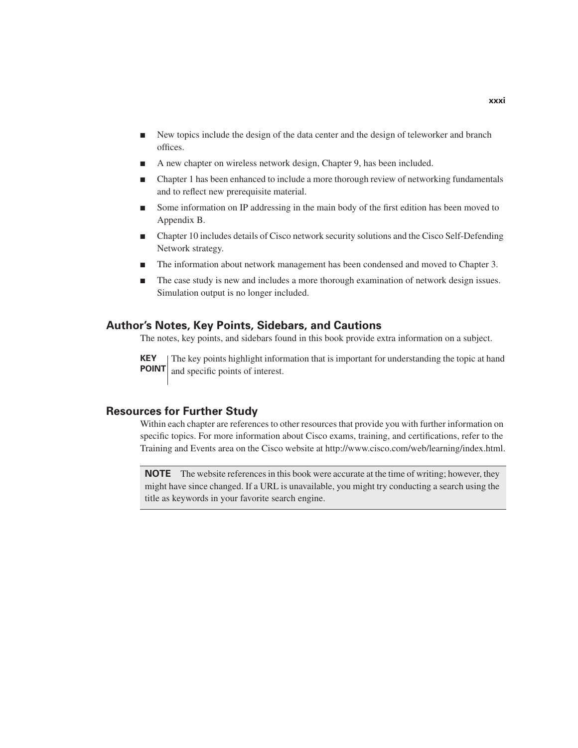- New topics include the design of the data center and the design of teleworker and branch offices.
- A new chapter on wireless network design, Chapter 9, has been included.
- Chapter 1 has been enhanced to include a more thorough review of networking fundamentals and to reflect new prerequisite material.
- Some information on IP addressing in the main body of the first edition has been moved to Appendix B.
- Chapter 10 includes details of Cisco network security solutions and the Cisco Self-Defending Network strategy.
- The information about network management has been condensed and moved to Chapter 3.
- The case study is new and includes a more thorough examination of network design issues. Simulation output is no longer included.

## Author's Notes, Key Points, Sidebars, and Cautions

The notes, key points, and sidebars found in this book provide extra information on a subject.

**KEY POINT** The key points highlight information that is important for understanding the topic at hand and specific points of interest.

## Resources for Further Study

Within each chapter are references to other resources that provide you with further information on specific topics. For more information about Cisco exams, training, and certifications, refer to the Training and Events area on the Cisco website at http://www.cisco.com/web/learning/index.html.

**NOTE** The website references in this book were accurate at the time of writing; however, they might have since changed. If a URL is unavailable, you might try conducting a search using the title as keywords in your favorite search engine.